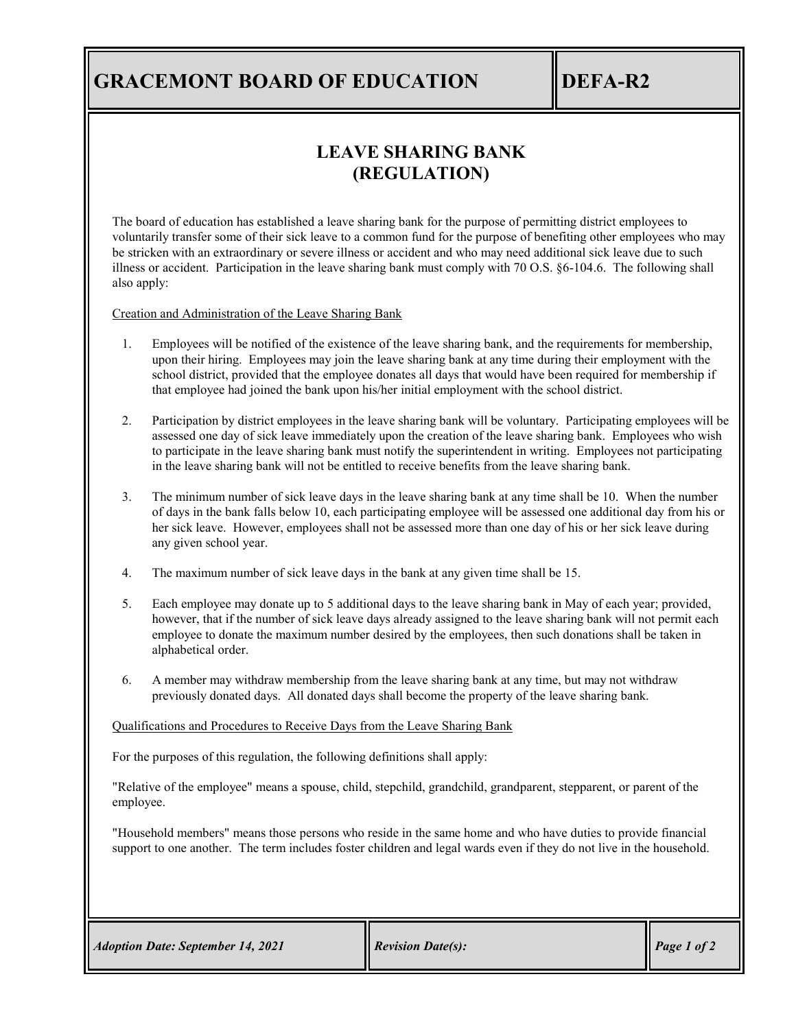# GRACEMONT BOARD OF EDUCATION — DEFA-R2

## LEAVE SHARING BANK (REGULATION)

The board of education has established a leave sharing bank for the purpose of permitting district employees to voluntarily transfer some of their sick leave to a common fund for the purpose of benefiting other employees who may be stricken with an extraordinary or severe illness or accident and who may need additional sick leave due to such illness or accident. Participation in the leave sharing bank must comply with 70 O.S. §6-104.6. The following shall also apply:

<u>Creation and Administration of the Leave Sharing Bank</u>

1. Employees will be notified of the existence of the leave sharing bank, and the requirements for membership, upon their hiring. Employees may join the leave sharing bank at any time during their employment with the school district, provided that the employee donates all days that would have been required for membership if that employee had joined the bank upon his/her initial employment with the school district.

2. Participation by district employees in the leave sharing bank will be voluntary. Participating employees will be assessed one day of sick leave immediately upon the creation of the leave sharing bank. Employees who wish to participate in the leave sharing bank must notify the superintendent in writing. Employees not participating in the leave sharing bank will not be entitled to receive benefits from the leave sharing bank.

3. The minimum number of sick leave days in the leave sharing bank at any time shall be 10. When the number of days in the bank falls below 10, each participating employee will be assessed one additional day from his or her sick leave. However, employees shall not be assessed more than one day of his or her sick leave during any given school year.

4. The maximum number of sick leave days in the bank at any given time shall be 15.

5. Each employee may donate up to 5 additional days to the leave sharing bank in May of each year; provided, however, that if the number of sick leave days already assigned to the leave sharing bank will not permit each employee to donate the maximum number desired by the employees, then such donations shall be taken in alphabetical order.

6. A member may withdraw membership from the leave sharing bank at any time, but may not withdraw previously donated days. All donated days shall become the property of the leave sharing bank.

<u>Qualifications and Procedures to Receive Days from the Leave Sharing Bank</u>

For the purposes of this regulation, the following definitions shall apply:

"Relative of the employee" means a spouse, child, stepchild, grandchild, grandparent, stepparent, or parent of the employee.

"Household members" means those persons who reside in the same home and who have duties to provide financial support to one another. The term includes foster children and legal wards even if they do not live in the household.

*Adoption Date: September 14, 2021* | *Revision Date(s):*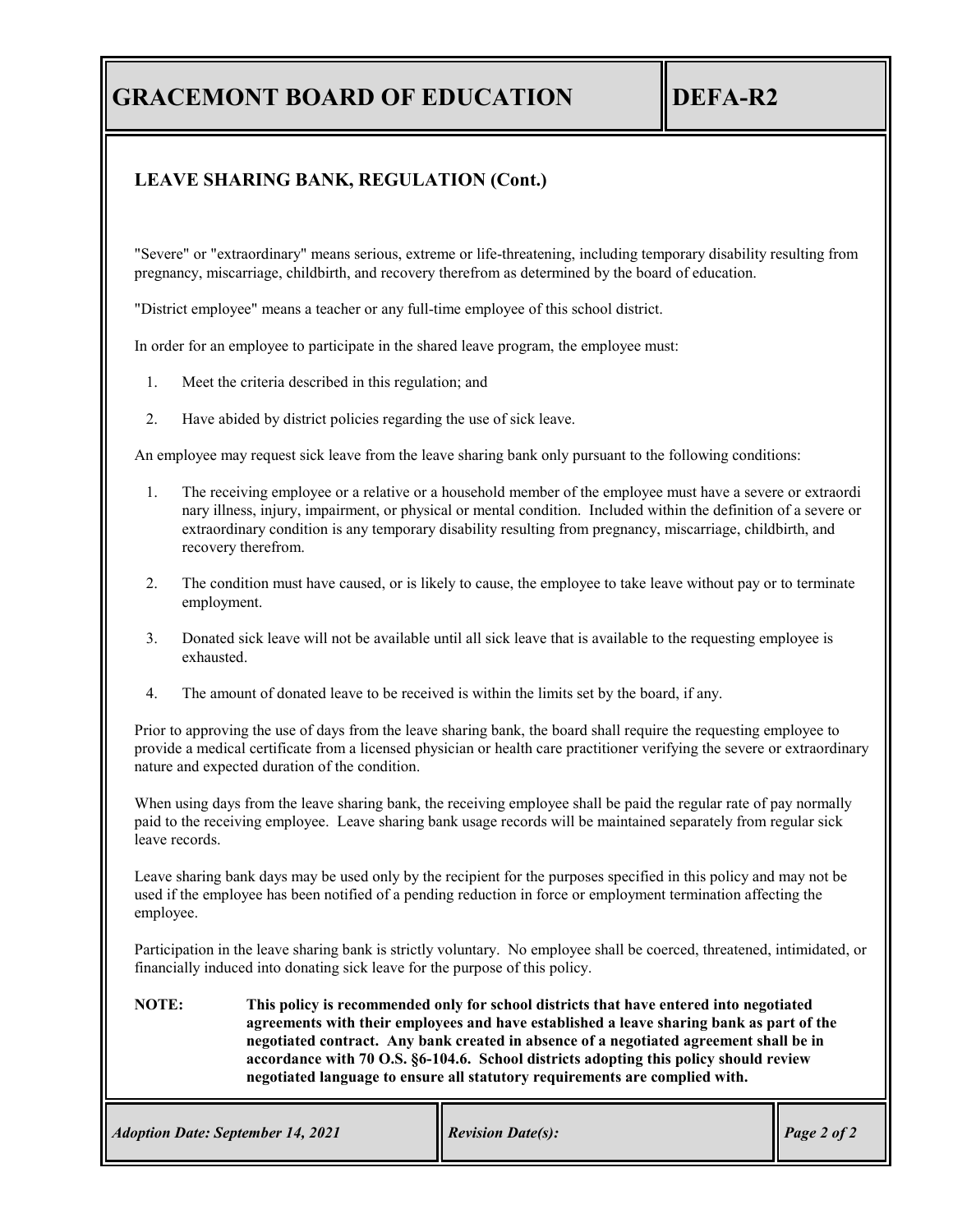## LEAVE SHARING BANK, REGULATION (Cont.)

"Severe" or "extraordinary" means serious, extreme or life-threatening, including temporary disability resulting from pregnancy, miscarriage, childbirth, and recovery therefrom as determined by the board of education.

"District employee" means a teacher or any full-time employee of this school district.

In order for an employee to participate in the shared leave program, the employee must:

1. Meet the criteria described in this regulation; and
2. Have abided by district policies regarding the use of sick leave.

An employee may request sick leave from the leave sharing bank only pursuant to the following conditions:

1. The receiving employee or a relative or a household member of the employee must have a severe or extraordinary illness, injury, impairment, or physical or mental condition. Included within the definition of a severe or extraordinary condition is any temporary disability resulting from pregnancy, miscarriage, childbirth, and recovery therefrom.
2. The condition must have caused, or is likely to cause, the employee to take leave without pay or to terminate employment.
3. Donated sick leave will not be available until all sick leave that is available to the requesting employee is exhausted.
4. The amount of donated leave to be received is within the limits set by the board, if any.

Prior to approving the use of days from the leave sharing bank, the board shall require the requesting employee to provide a medical certificate from a licensed physician or health care practitioner verifying the severe or extraordinary nature and expected duration of the condition.

When using days from the leave sharing bank, the receiving employee shall be paid the regular rate of pay normally paid to the receiving employee. Leave sharing bank usage records will be maintained separately from regular sick leave records.

Leave sharing bank days may be used only by the recipient for the purposes specified in this policy and may not be used if the employee has been notified of a pending reduction in force or employment termination affecting the employee.

Participation in the leave sharing bank is strictly voluntary. No employee shall be coerced, threatened, intimidated, or financially induced into donating sick leave for the purpose of this policy.

**NOTE:** **This policy is recommended only for school districts that have entered into negotiated agreements with their employees and have established a leave sharing bank as part of the negotiated contract. Any bank created in absence of a negotiated agreement shall be in accordance with 70 O.S. §6-104.6. School districts adopting this policy should review negotiated language to ensure all statutory requirements are complied with.**

*Adoption Date: September 14, 2021* | *Revision Date(s):*